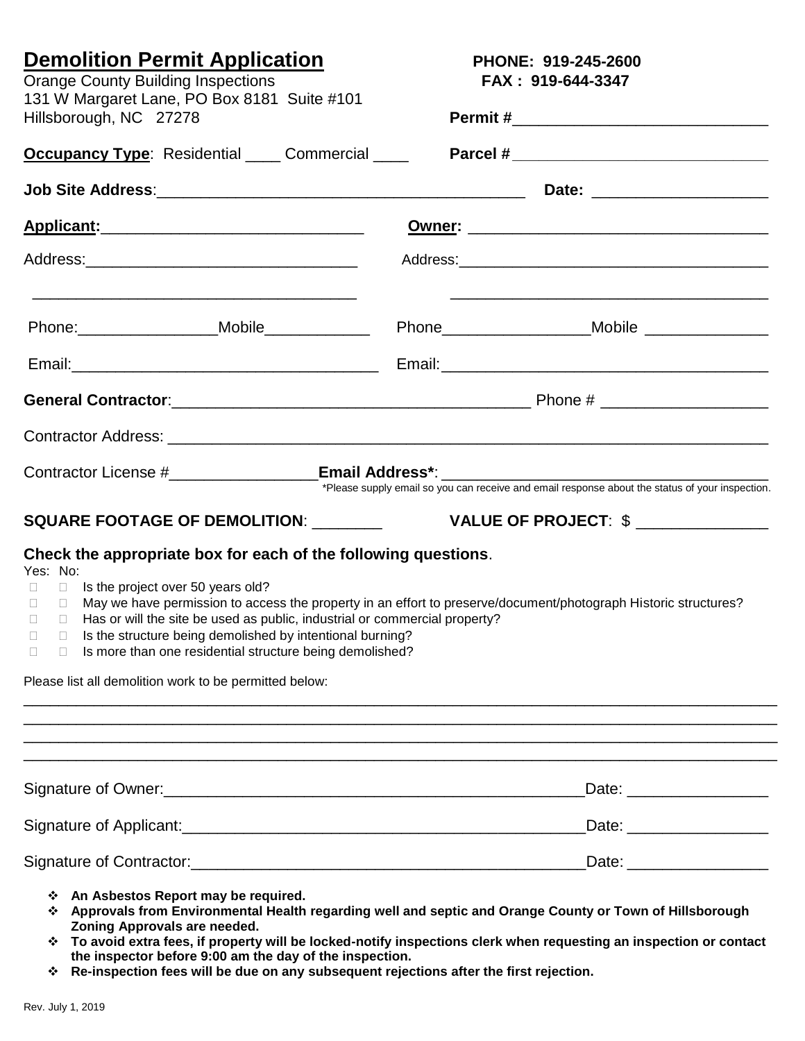# Demolition Permit Application

Orange County Building Inspections
131 W Margaret Lane, PO Box 8181 Suite #101
Hillsborough, NC 27278

**PHONE: 919-245-2600**
**FAX : 919-644-3347**

**Permit #**_____________________________

**Occupancy Type**: Residential ____ Commercial ____ **Parcel #**_____________________________

**Job Site Address**:__________________________________________ **Date:** ____________________

**Applicant:**_______________________________ **Owner:** ___________________________________

Address:________________________________ Address:_____________________________________

_____________________________________ _____________________________________

Phone:________________Mobile____________ Phone_________________Mobile ______________

Email:___________________________________ Email:______________________________________

**General Contractor**:_________________________________________ Phone # ___________________

Contractor Address: _________________________________________________________________

Contractor License #_________________**Email Address***: _____________________________________

*Please supply email so you can receive and email response about the status of your inspection.

**SQUARE FOOTAGE OF DEMOLITION**: ________ **VALUE OF PROJECT**: $ _______________

**Check the appropriate box for each of the following questions**.

| Yes: | No: | |
|---|---|---|
| ☐ | ☐ | Is the project over 50 years old? |
| ☐ | ☐ | May we have permission to access the property in an effort to preserve/document/photograph Historic structures? |
| ☐ | ☐ | Has or will the site be used as public, industrial or commercial property? |
| ☐ | ☐ | Is the structure being demolished by intentional burning? |
| ☐ | ☐ | Is more than one residential structure being demolished? |

Please list all demolition work to be permitted below:

_____________________________________________________________________________________
_____________________________________________________________________________________
_____________________________________________________________________________________
_____________________________________________________________________________________

Signature of Owner:_______________________________________________Date: ________________

Signature of Applicant:_____________________________________________Date: ________________

Signature of Contractor:____________________________________________Date: ________________

- **An Asbestos Report may be required.**
- **Approvals from Environmental Health regarding well and septic and Orange County or Town of Hillsborough Zoning Approvals are needed.**
- **To avoid extra fees, if property will be locked-notify inspections clerk when requesting an inspection or contact the inspector before 9:00 am the day of the inspection.**
- **Re-inspection fees will be due on any subsequent rejections after the first rejection.**

Rev. July 1, 2019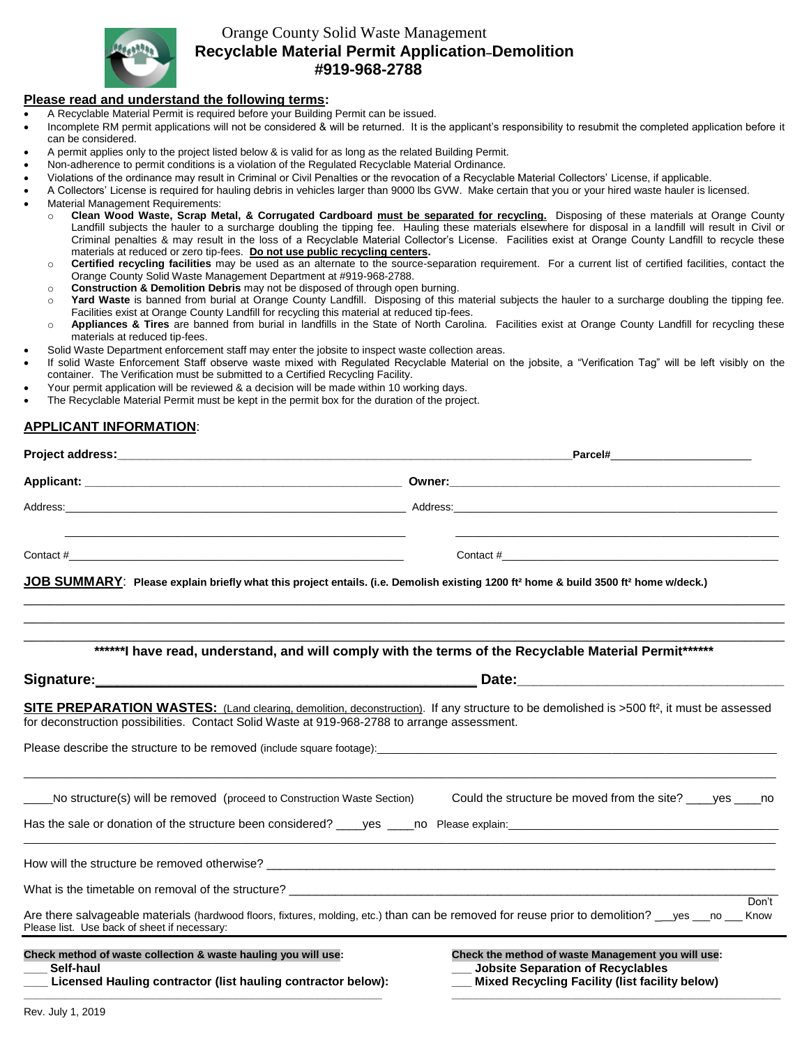Orange County Solid Waste Management

# Recyclable Material Permit Application–Demolition

## #919-968-2788

**Please read and understand the following terms:**

- A Recyclable Material Permit is required before your Building Permit can be issued.
- Incomplete RM permit applications will not be considered & will be returned. It is the applicant's responsibility to resubmit the completed application before it can be considered.
- A permit applies only to the project listed below & is valid for as long as the related Building Permit.
- Non-adherence to permit conditions is a violation of the Regulated Recyclable Material Ordinance.
- Violations of the ordinance may result in Criminal or Civil Penalties or the revocation of a Recyclable Material Collectors' License, if applicable.
- A Collectors' License is required for hauling debris in vehicles larger than 9000 lbs GVW. Make certain that you or your hired waste hauler is licensed.
- Material Management Requirements:
  - **Clean Wood Waste, Scrap Metal, & Corrugated Cardboard must be separated for recycling.** Disposing of these materials at Orange County Landfill subjects the hauler to a surcharge doubling the tipping fee. Hauling these materials elsewhere for disposal in a landfill will result in Civil or Criminal penalties & may result in the loss of a Recyclable Material Collector's License. Facilities exist at Orange County Landfill to recycle these materials at reduced or zero tip-fees. **Do not use public recycling centers.**
  - **Certified recycling facilities** may be used as an alternate to the source-separation requirement. For a current list of certified facilities, contact the Orange County Solid Waste Management Department at #919-968-2788.
  - **Construction & Demolition Debris** may not be disposed of through open burning.
  - **Yard Waste** is banned from burial at Orange County Landfill. Disposing of this material subjects the hauler to a surcharge doubling the tipping fee. Facilities exist at Orange County Landfill for recycling this material at reduced tip-fees.
  - **Appliances & Tires** are banned from burial in landfills in the State of North Carolina. Facilities exist at Orange County Landfill for recycling these materials at reduced tip-fees.
- Solid Waste Department enforcement staff may enter the jobsite to inspect waste collection areas.
- If solid Waste Enforcement Staff observe waste mixed with Regulated Recyclable Material on the jobsite, a "Verification Tag" will be left visibly on the container. The Verification must be submitted to a Certified Recycling Facility.
- Your permit application will be reviewed & a decision will be made within 10 working days.
- The Recyclable Material Permit must be kept in the permit box for the duration of the project.

**APPLICANT INFORMATION:**

**Project address:**______________________________ **Parcel#**______________

**Applicant:** ______________________________ **Owner:**______________________________

Address:______________________________ Address:______________________________

______________________________ ______________________________

Contact #______________________________ Contact #______________________________

**JOB SUMMARY**: **Please explain briefly what this project entails. (i.e. Demolish existing 1200 ft² home & build 3500 ft² home w/deck.)**

______________________________________________________________________

______________________________________________________________________

______________________________________________________________________

**\*\*\*\*\*\*I have read, understand, and will comply with the terms of the Recyclable Material Permit\*\*\*\*\*\***

**Signature:**______________________________ **Date:**______________________________

**SITE PREPARATION WASTES:** (Land clearing, demolition, deconstruction). If any structure to be demolished is >500 ft², it must be assessed for deconstruction possibilities. Contact Solid Waste at 919-968-2788 to arrange assessment.

Please describe the structure to be removed (include square footage):______________________________

______________________________________________________________________

____No structure(s) will be removed (proceed to Construction Waste Section) Could the structure be moved from the site? ____yes ____no

Has the sale or donation of the structure been considered? ____yes ____no Please explain:______________________________

______________________________________________________________________

How will the structure be removed otherwise? ______________________________

What is the timetable on removal of the structure? ______________________________

Are there salvageable materials (hardwood floors, fixtures, molding, etc.) than can be removed for reuse prior to demolition? ___yes ___no ___ Don't Know

Please list. Use back of sheet if necessary:

**Check method of waste collection & waste hauling you will use:**

**___ Self-haul**

**___ Licensed Hauling contractor (list hauling contractor below):**

______________________________

**Check the method of waste Management you will use:**

**___ Jobsite Separation of Recyclables**

**___ Mixed Recycling Facility (list facility below)**

______________________________

Rev. July 1, 2019